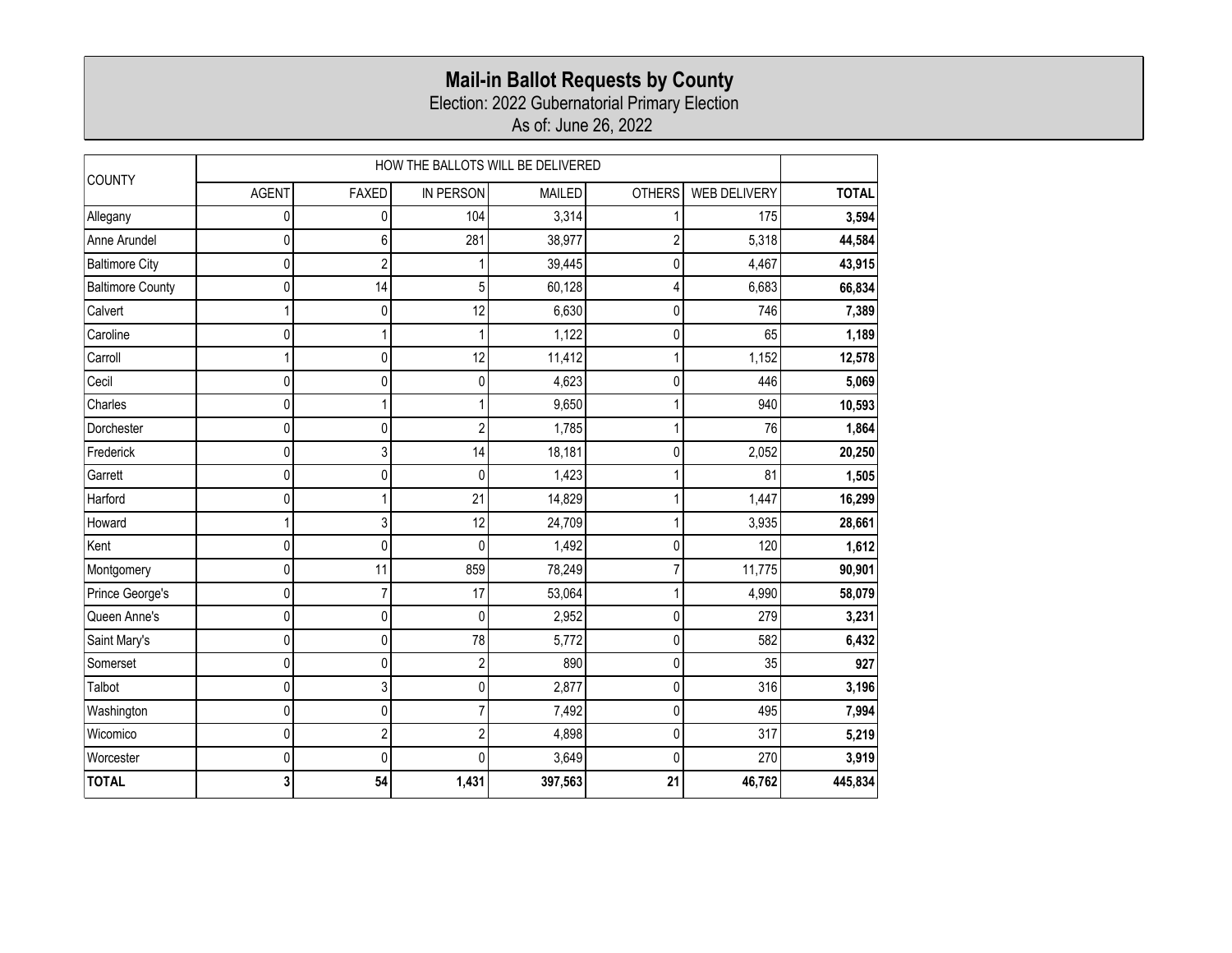# Mail-in Ballot Requests by County

Election: 2022 Gubernatorial Primary Election

As of: June 26, 2022

| COUNTY | HOW THE BALLOTS WILL BE DELIVERED | | | | | | |
|---|---|---|---|---|---|---|---|
| | AGENT | FAXED | IN PERSON | MAILED | OTHERS | WEB DELIVERY | **TOTAL** |
| Allegany | 0 | 0 | 104 | 3,314 | 1 | 175 | **3,594** |
| Anne Arundel | 0 | 6 | 281 | 38,977 | 2 | 5,318 | **44,584** |
| Baltimore City | 0 | 2 | 1 | 39,445 | 0 | 4,467 | **43,915** |
| Baltimore County | 0 | 14 | 5 | 60,128 | 4 | 6,683 | **66,834** |
| Calvert | 1 | 0 | 12 | 6,630 | 0 | 746 | **7,389** |
| Caroline | 0 | 1 | 1 | 1,122 | 0 | 65 | **1,189** |
| Carroll | 1 | 0 | 12 | 11,412 | 1 | 1,152 | **12,578** |
| Cecil | 0 | 0 | 0 | 4,623 | 0 | 446 | **5,069** |
| Charles | 0 | 1 | 1 | 9,650 | 1 | 940 | **10,593** |
| Dorchester | 0 | 0 | 2 | 1,785 | 1 | 76 | **1,864** |
| Frederick | 0 | 3 | 14 | 18,181 | 0 | 2,052 | **20,250** |
| Garrett | 0 | 0 | 0 | 1,423 | 1 | 81 | **1,505** |
| Harford | 0 | 1 | 21 | 14,829 | 1 | 1,447 | **16,299** |
| Howard | 1 | 3 | 12 | 24,709 | 1 | 3,935 | **28,661** |
| Kent | 0 | 0 | 0 | 1,492 | 0 | 120 | **1,612** |
| Montgomery | 0 | 11 | 859 | 78,249 | 7 | 11,775 | **90,901** |
| Prince George's | 0 | 7 | 17 | 53,064 | 1 | 4,990 | **58,079** |
| Queen Anne's | 0 | 0 | 0 | 2,952 | 0 | 279 | **3,231** |
| Saint Mary's | 0 | 0 | 78 | 5,772 | 0 | 582 | **6,432** |
| Somerset | 0 | 0 | 2 | 890 | 0 | 35 | **927** |
| Talbot | 0 | 3 | 0 | 2,877 | 0 | 316 | **3,196** |
| Washington | 0 | 0 | 7 | 7,492 | 0 | 495 | **7,994** |
| Wicomico | 0 | 2 | 2 | 4,898 | 0 | 317 | **5,219** |
| Worcester | 0 | 0 | 0 | 3,649 | 0 | 270 | **3,919** |
| **TOTAL** | **3** | **54** | **1,431** | **397,563** | **21** | **46,762** | **445,834** |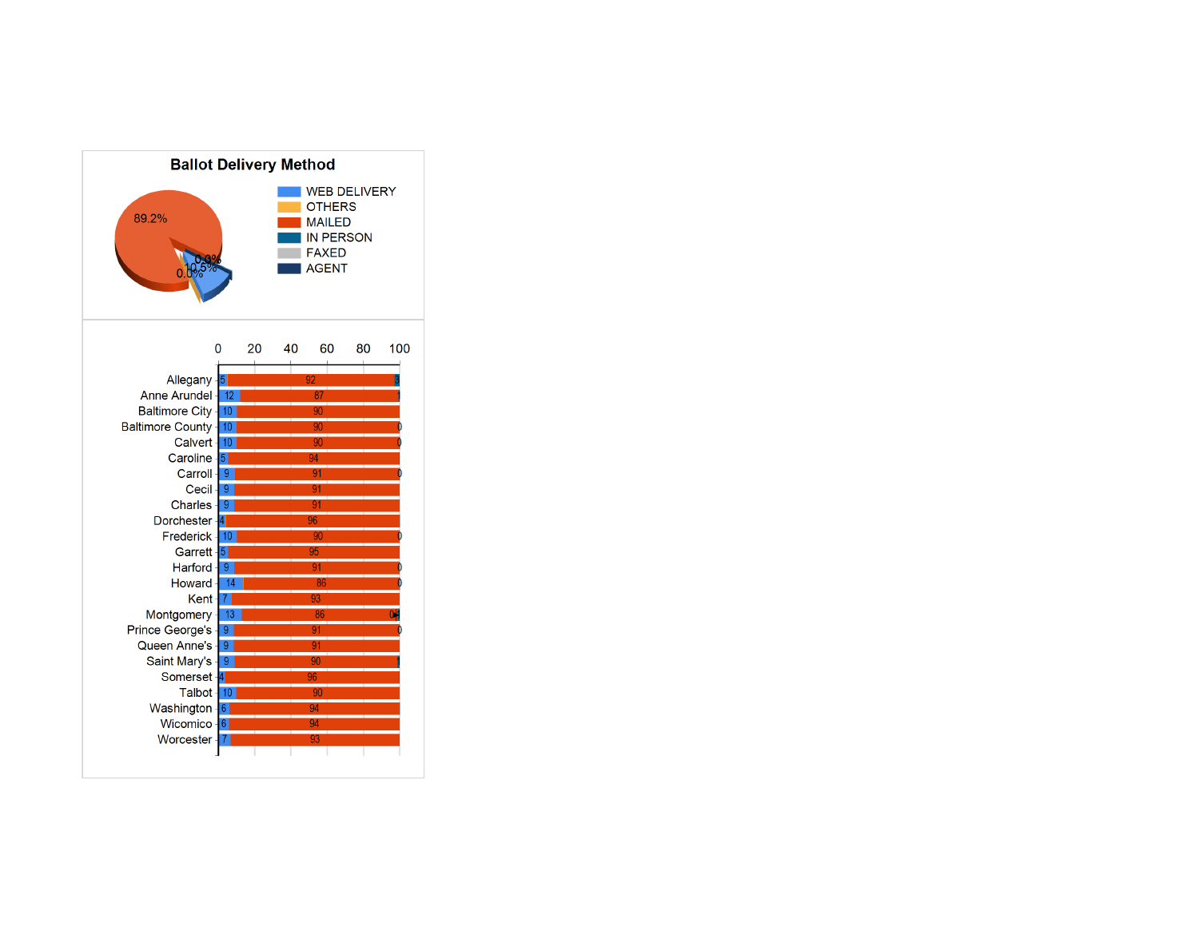## Ballot Delivery Method

WEB DELIVERY
OTHERS
MAILED
IN PERSON
FAXED
AGENT

89.2%
10.5%
0.0%
0.3%

0 20 40 60 80 100

Allegany 5 92 3
Anne Arundel 12 87 1
Baltimore City 10 90
Baltimore County 10 90 0
Calvert 10 90 0
Caroline 5 94
Carroll 9 91 0
Cecil 9 91
Charles 9 91
Dorchester 4 96
Frederick 10 90 0
Garrett 5 95
Harford 9 91 0
Howard 14 86 0
Kent 7 93
Montgomery 13 86 0
Prince George's 9 91 0
Queen Anne's 9 91
Saint Mary's 9 90 1
Somerset 4 96
Talbot 10 90
Washington 6 94
Wicomico 6 94
Worcester 7 93